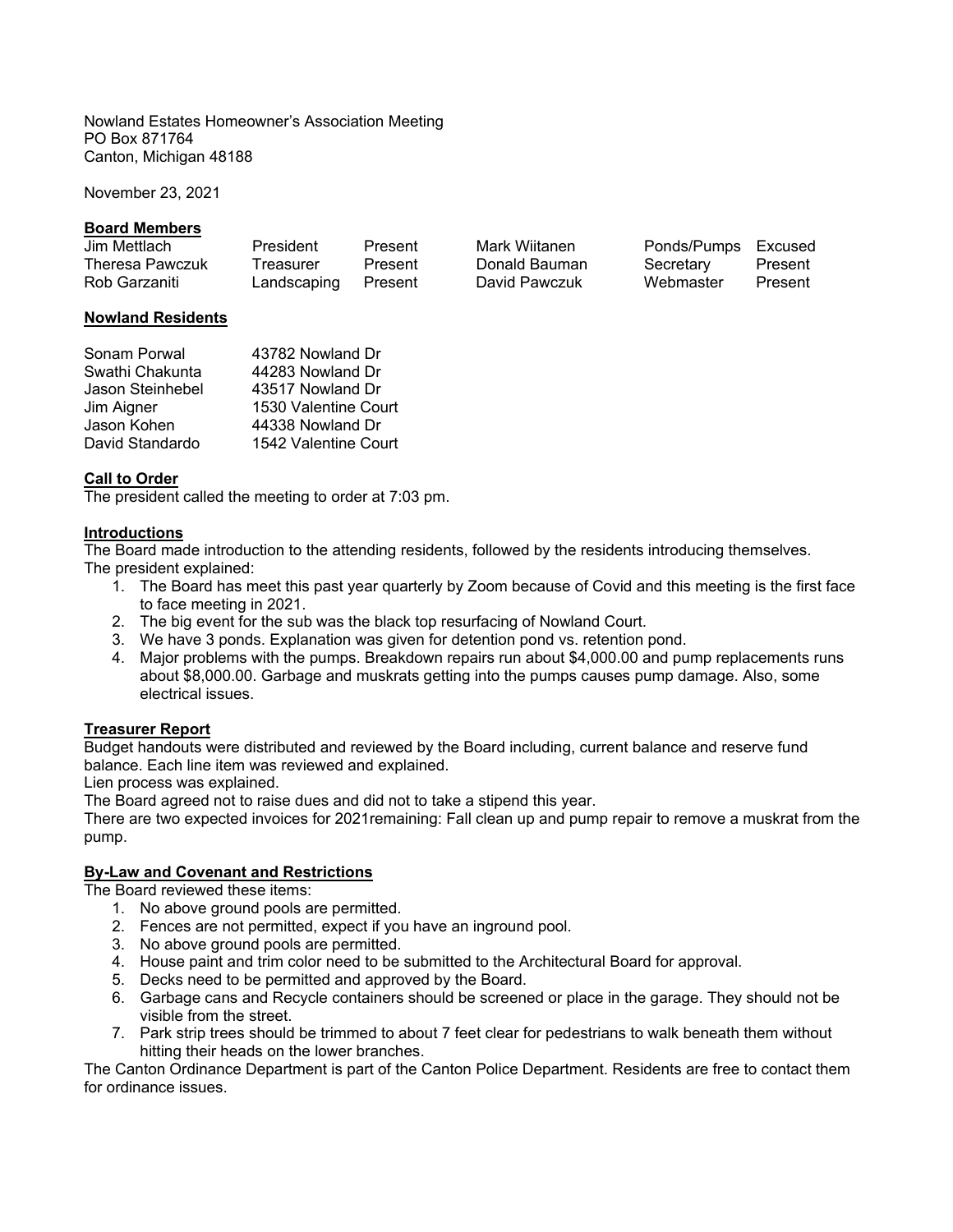Nowland Estates Homeowner's Association Meeting
PO Box 871764
Canton, Michigan 48188

November 23, 2021

**Board Members**

| | | | | | |
|---|---|---|---|---|---|
| Jim Mettlach | President | Present | Mark Wiitanen | Ponds/Pumps | Excused |
| Theresa Pawczuk | Treasurer | Present | Donald Bauman | Secretary | Present |
| Rob Garzaniti | Landscaping | Present | David Pawczuk | Webmaster | Present |

**Nowland Residents**

| | |
|---|---|
| Sonam Porwal | 43782 Nowland Dr |
| Swathi Chakunta | 44283 Nowland Dr |
| Jason Steinhebel | 43517 Nowland Dr |
| Jim Aigner | 1530 Valentine Court |
| Jason Kohen | 44338 Nowland Dr |
| David Standardo | 1542 Valentine Court |

**Call to Order**

The president called the meeting to order at 7:03 pm.

**Introductions**

The Board made introduction to the attending residents, followed by the residents introducing themselves.
The president explained:

1. The Board has meet this past year quarterly by Zoom because of Covid and this meeting is the first face to face meeting in 2021.
2. The big event for the sub was the black top resurfacing of Nowland Court.
3. We have 3 ponds. Explanation was given for detention pond vs. retention pond.
4. Major problems with the pumps. Breakdown repairs run about $4,000.00 and pump replacements runs about $8,000.00. Garbage and muskrats getting into the pumps causes pump damage. Also, some electrical issues.

**Treasurer Report**

Budget handouts were distributed and reviewed by the Board including, current balance and reserve fund balance. Each line item was reviewed and explained.
Lien process was explained.
The Board agreed not to raise dues and did not to take a stipend this year.
There are two expected invoices for 2021remaining: Fall clean up and pump repair to remove a muskrat from the pump.

**By-Law and Covenant and Restrictions**

The Board reviewed these items:

1. No above ground pools are permitted.
2. Fences are not permitted, expect if you have an inground pool.
3. No above ground pools are permitted.
4. House paint and trim color need to be submitted to the Architectural Board for approval.
5. Decks need to be permitted and approved by the Board.
6. Garbage cans and Recycle containers should be screened or place in the garage. They should not be visible from the street.
7. Park strip trees should be trimmed to about 7 feet clear for pedestrians to walk beneath them without hitting their heads on the lower branches.

The Canton Ordinance Department is part of the Canton Police Department. Residents are free to contact them for ordinance issues.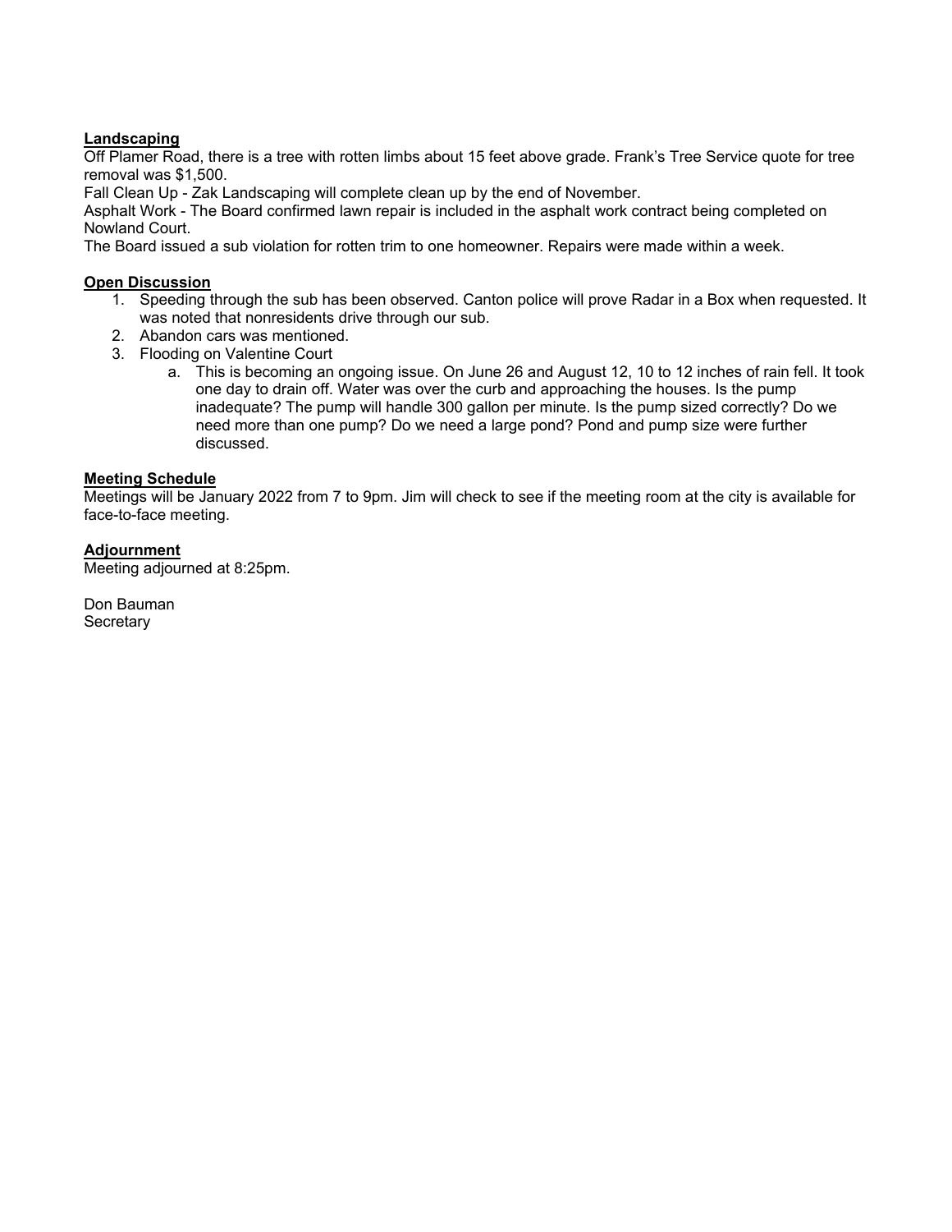**Landscaping**

Off Plamer Road, there is a tree with rotten limbs about 15 feet above grade. Frank's Tree Service quote for tree removal was $1,500.

Fall Clean Up - Zak Landscaping will complete clean up by the end of November.

Asphalt Work - The Board confirmed lawn repair is included in the asphalt work contract being completed on Nowland Court.

The Board issued a sub violation for rotten trim to one homeowner. Repairs were made within a week.

**Open Discussion**

1. Speeding through the sub has been observed. Canton police will prove Radar in a Box when requested. It was noted that nonresidents drive through our sub.
2. Abandon cars was mentioned.
3. Flooding on Valentine Court
    a. This is becoming an ongoing issue. On June 26 and August 12, 10 to 12 inches of rain fell. It took one day to drain off. Water was over the curb and approaching the houses. Is the pump inadequate? The pump will handle 300 gallon per minute. Is the pump sized correctly? Do we need more than one pump? Do we need a large pond? Pond and pump size were further discussed.

**Meeting Schedule**

Meetings will be January 2022 from 7 to 9pm. Jim will check to see if the meeting room at the city is available for face-to-face meeting.

**Adjournment**

Meeting adjourned at 8:25pm.

Don Bauman
Secretary